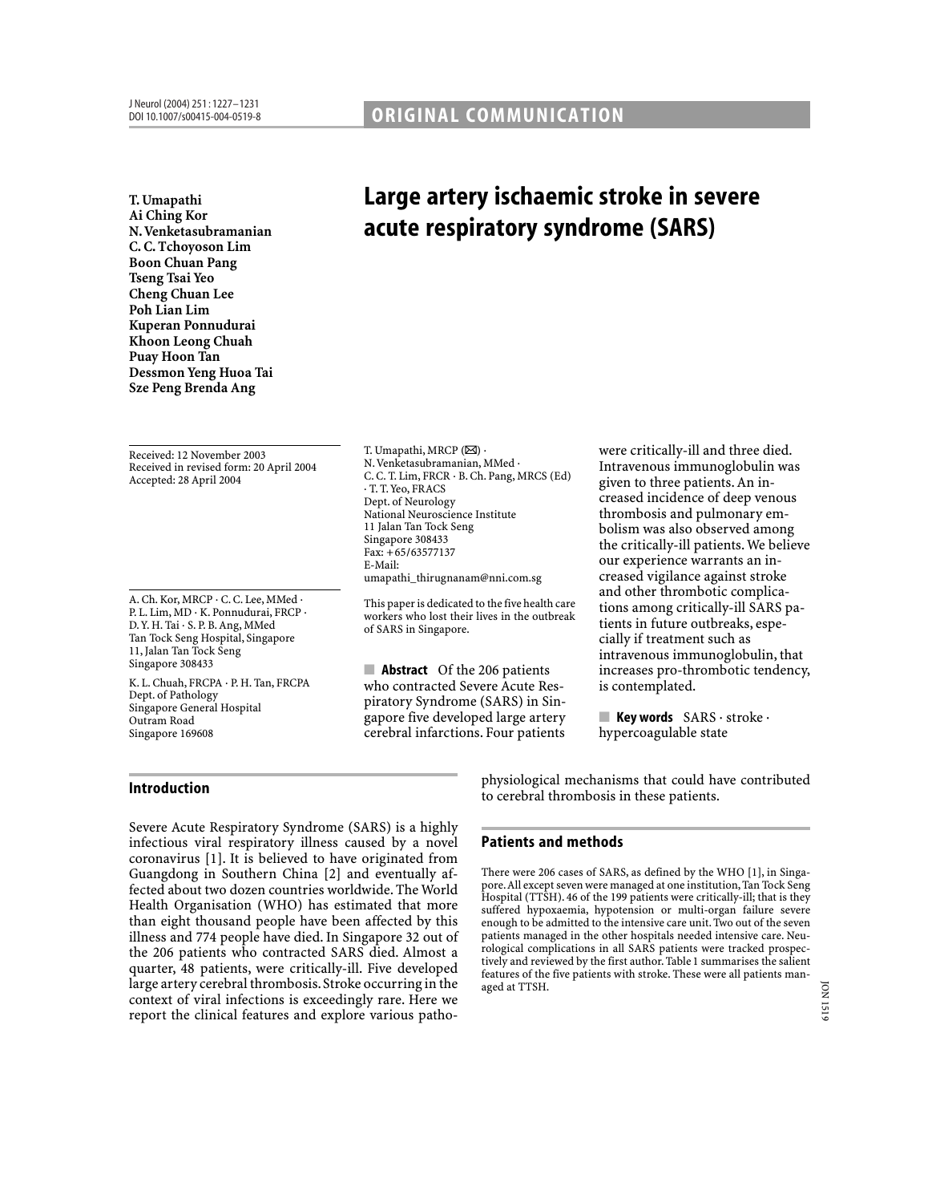ORIGINAL COMMUNICATION

# Large artery ischaemic stroke in severe acute respiratory syndrome (SARS)

**T. Umapathi**
**Ai Ching Kor**
**N. Venketasubramanian**
**C. C. Tchoyoson Lim**
**Boon Chuan Pang**
**Tseng Tsai Yeo**
**Cheng Chuan Lee**
**Poh Lian Lim**
**Kuperan Ponnudurai**
**Khoon Leong Chuah**
**Puay Hoon Tan**
**Dessmon Yeng Huoa Tai**
**Sze Peng Brenda Ang**

Received: 12 November 2003
Received in revised form: 20 April 2004
Accepted: 28 April 2004

T. Umapathi, MRCP (✉) · N. Venketasubramanian, MMed · C. C. T. Lim, FRCR · B. Ch. Pang, MRCS (Ed) · T. T. Yeo, FRACS
Dept. of Neurology
National Neuroscience Institute
11 Jalan Tan Tock Seng
Singapore 308433
Fax: +65/63577137
E-Mail: umapathi_thirugnanam@nni.com.sg

A. Ch. Kor, MRCP · C. C. Lee, MMed · P. L. Lim, MD · K. Ponnudurai, FRCP · D. Y. H. Tai · S. P. B. Ang, MMed
Tan Tock Seng Hospital, Singapore
11, Jalan Tan Tock Seng
Singapore 308433

K. L. Chuah, FRCPA · P. H. Tan, FRCPA
Dept. of Pathology
Singapore General Hospital
Outram Road
Singapore 169608

This paper is dedicated to the five health care workers who lost their lives in the outbreak of SARS in Singapore.

**Abstract** Of the 206 patients who contracted Severe Acute Respiratory Syndrome (SARS) in Singapore five developed large artery cerebral infarctions. Four patients were critically-ill and three died. Intravenous immunoglobulin was given to three patients. An increased incidence of deep venous thrombosis and pulmonary embolism was also observed among the critically-ill patients. We believe our experience warrants an increased vigilance against stroke and other thrombotic complications among critically-ill SARS patients in future outbreaks, especially if treatment such as intravenous immunoglobulin, that increases pro-thrombotic tendency, is contemplated.

**Key words** SARS · stroke · hypercoagulable state

## Introduction

Severe Acute Respiratory Syndrome (SARS) is a highly infectious viral respiratory illness caused by a novel coronavirus [1]. It is believed to have originated from Guangdong in Southern China [2] and eventually affected about two dozen countries worldwide. The World Health Organisation (WHO) has estimated that more than eight thousand people have been affected by this illness and 774 people have died. In Singapore 32 out of the 206 patients who contracted SARS died. Almost a quarter, 48 patients, were critically-ill. Five developed large artery cerebral thrombosis. Stroke occurring in the context of viral infections is exceedingly rare. Here we report the clinical features and explore various physiological mechanisms that could have contributed to cerebral thrombosis in these patients.

## Patients and methods

There were 206 cases of SARS, as defined by the WHO [1], in Singapore. All except seven were managed at one institution, Tan Tock Seng Hospital (TTSH). 46 of the 199 patients were critically-ill; that is they suffered hypoxaemia, hypotension or multi-organ failure severe enough to be admitted to the intensive care unit. Two out of the seven patients managed in the other hospitals needed intensive care. Neurological complications in all SARS patients were tracked prospectively and reviewed by the first author. Table 1 summarises the salient features of the five patients with stroke. These were all patients managed at TTSH.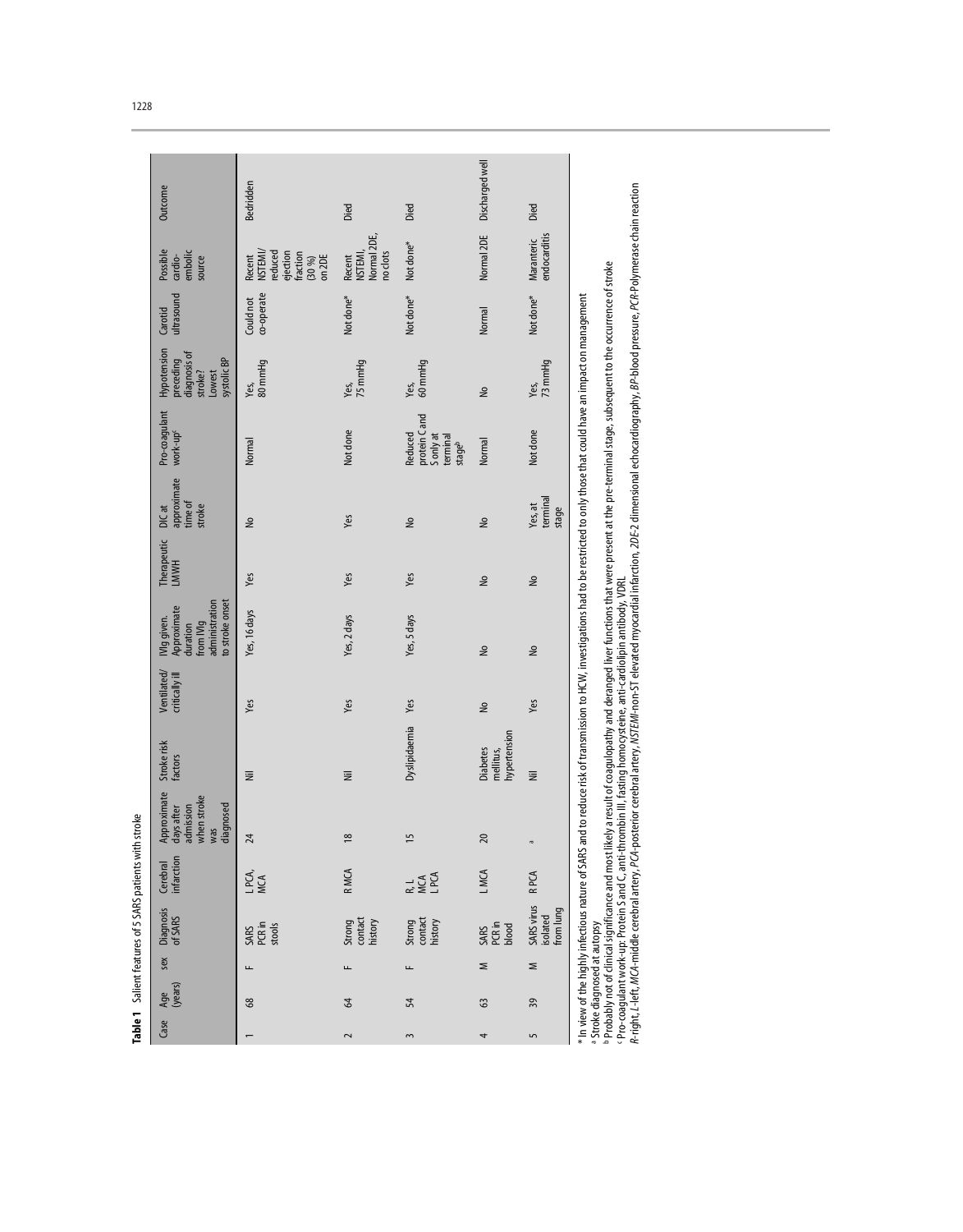**Table 1** Salient features of 5 SARS patients with stroke

| Case | Age (years) | sex | Diagnosis of SARS | Cerebral infarction | Approximate days after admission when stroke was diagnosed | Stroke risk factors | Ventilated/ critically ill | IVIg given. Approximate duration from IVIg administration to stroke onset | Therapeutic LMWH | DIC at approximate time of stroke | Pro-coagulant work-up[c] | Hypotension preceding diagnosis of stroke? Lowest systolic BP | Carotid ultrasound | Possible cardio-embolic source | Outcome |
|---|---|---|---|---|---|---|---|---|---|---|---|---|---|---|---|
| 1 | 68 | F | SARS PCR in stools | L PCA, MCA | 24 | Nil | Yes | Yes, 16 days | Yes | No | Normal | Yes, 80 mmHg | Could not co-operate | Recent NSTEMI/ reduced ejection fraction (30 %) on 2DE | Bedridden |
| 2 | 64 | F | Strong contact history | R MCA | 18 | Nil | Yes | Yes, 2 days | Yes | Yes | Not done | Yes, 75 mmHg | Not done* | Recent NSTEMI, Normal 2DE, no clots | Died |
| 3 | 54 | F | Strong contact history | R, L MCA L PCA | 15 | Dyslipidaemia | Yes | Yes, 5 days | Yes | No | Reduced protein C and S only at terminal stage[b] | Yes, 60 mmHg | Not done* | Not done* | Died |
| 4 | 63 | M | SARS PCR in blood | L MCA | 20 | Diabetes mellitus, hypertension | No | No | No | No | Normal | No | Normal | Normal 2DE | Discharged well |
| 5 | 39 | M | SARS virus isolated from lung | R PCA | a | Nil | Yes | No | No | Yes, at terminal stage | Not done | Yes, 73 mmHg | Not done* | Maranteric endocarditis | Died |

\* In view of the highly infectious nature of SARS and to reduce risk of transmission to HCW, investigations had to be restricted to only those that could have an impact on management

[a] Stroke diagnosed at autopsy

[b] Probably not of clinical significance and most likely a result of coagulopathy and deranged liver functions that were present at the pre-terminal stage, subsequent to the occurrence of stroke

[c] Pro-coagulant work-up: Protein S and C, anti-thrombin III, fasting homocysteine, anti-cardiolipin antibody, VDRL

*R*-right, *L*-left, *MCA*-middle cerebral artery, *PCA*-posterior cerebral artery, *NSTEMI*-non-ST elevated myocardial infarction, *2DE*-2 dimensional echocardiography, *BP*-blood pressure, *PCR*-Polymerase chain reaction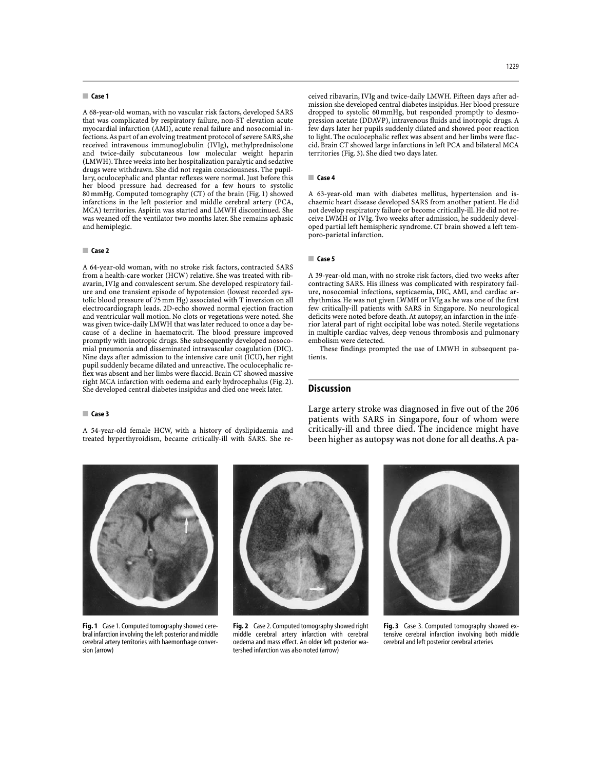### Case 1

A 68-year-old woman, with no vascular risk factors, developed SARS that was complicated by respiratory failure, non-ST elevation acute myocardial infarction (AMI), acute renal failure and nosocomial infections. As part of an evolving treatment protocol of severe SARS, she received intravenous immunoglobulin (IVIg), methylprednisolone and twice-daily subcutaneous low molecular weight heparin (LMWH). Three weeks into her hospitalization paralytic and sedative drugs were withdrawn. She did not regain consciousness. The pupillary, oculocephalic and plantar reflexes were normal. Just before this her blood pressure had decreased for a few hours to systolic 80 mmHg. Computed tomography (CT) of the brain (Fig. 1) showed infarctions in the left posterior and middle cerebral artery (PCA, MCA) territories. Aspirin was started and LMWH discontinued. She was weaned off the ventilator two months later. She remains aphasic and hemiplegic.

### Case 2

A 64-year-old woman, with no stroke risk factors, contracted SARS from a health-care worker (HCW) relative. She was treated with ribavarin, IVIg and convalescent serum. She developed respiratory failure and one transient episode of hypotension (lowest recorded systolic blood pressure of 75 mm Hg) associated with T inversion on all electrocardiograph leads. 2D-echo showed normal ejection fraction and ventricular wall motion. No clots or vegetations were noted. She was given twice-daily LMWH that was later reduced to once a day because of a decline in haematocrit. The blood pressure improved promptly with inotropic drugs. She subsequently developed nosocomial pneumonia and disseminated intravascular coagulation (DIC). Nine days after admission to the intensive care unit (ICU), her right pupil suddenly became dilated and unreactive. The oculocephalic reflex was absent and her limbs were flaccid. Brain CT showed massive right MCA infarction with oedema and early hydrocephalus (Fig. 2). She developed central diabetes insipidus and died one week later.

### Case 3

A 54-year-old female HCW, with a history of dyslipidaemia and treated hyperthyroidism, became critically-ill with SARS. She received ribavarin, IVIg and twice-daily LMWH. Fifteen days after admission she developed central diabetes insipidus. Her blood pressure dropped to systolic 60 mmHg, but responded promptly to desmopression acetate (DDAVP), intravenous fluids and inotropic drugs. A few days later her pupils suddenly dilated and showed poor reaction to light. The oculocephalic reflex was absent and her limbs were flaccid. Brain CT showed large infarctions in left PCA and bilateral MCA territories (Fig. 3). She died two days later.

### Case 4

A 63-year-old man with diabetes mellitus, hypertension and ischaemic heart disease developed SARS from another patient. He did not develop respiratory failure or become critically-ill. He did not receive LWMH or IVIg. Two weeks after admission, he suddenly developed partial left hemispheric syndrome. CT brain showed a left temporo-parietal infarction.

### Case 5

A 39-year-old man, with no stroke risk factors, died two weeks after contracting SARS. His illness was complicated with respiratory failure, nosocomial infections, septicaemia, DIC, AMI, and cardiac arrhythmias. He was not given LWMH or IVIg as he was one of the first few critically-ill patients with SARS in Singapore. No neurological deficits were noted before death. At autopsy, an infarction in the inferior lateral part of right occipital lobe was noted. Sterile vegetations in multiple cardiac valves, deep venous thrombosis and pulmonary embolism were detected.

These findings prompted the use of LMWH in subsequent patients.

## Discussion

Large artery stroke was diagnosed in five out of the 206 patients with SARS in Singapore, four of whom were critically-ill and three died. The incidence might have been higher as autopsy was not done for all deaths. A pa-

**Fig. 1** Case 1. Computed tomography showed cerebral infarction involving the left posterior and middle cerebral artery territories with haemorrhage conversion (arrow)

**Fig. 2** Case 2. Computed tomography showed right middle cerebral artery infarction with cerebral oedema and mass effect. An older left posterior watershed infarction was also noted (arrow)

**Fig. 3** Case 3. Computed tomography showed extensive cerebral infarction involving both middle cerebral and left posterior cerebral arteries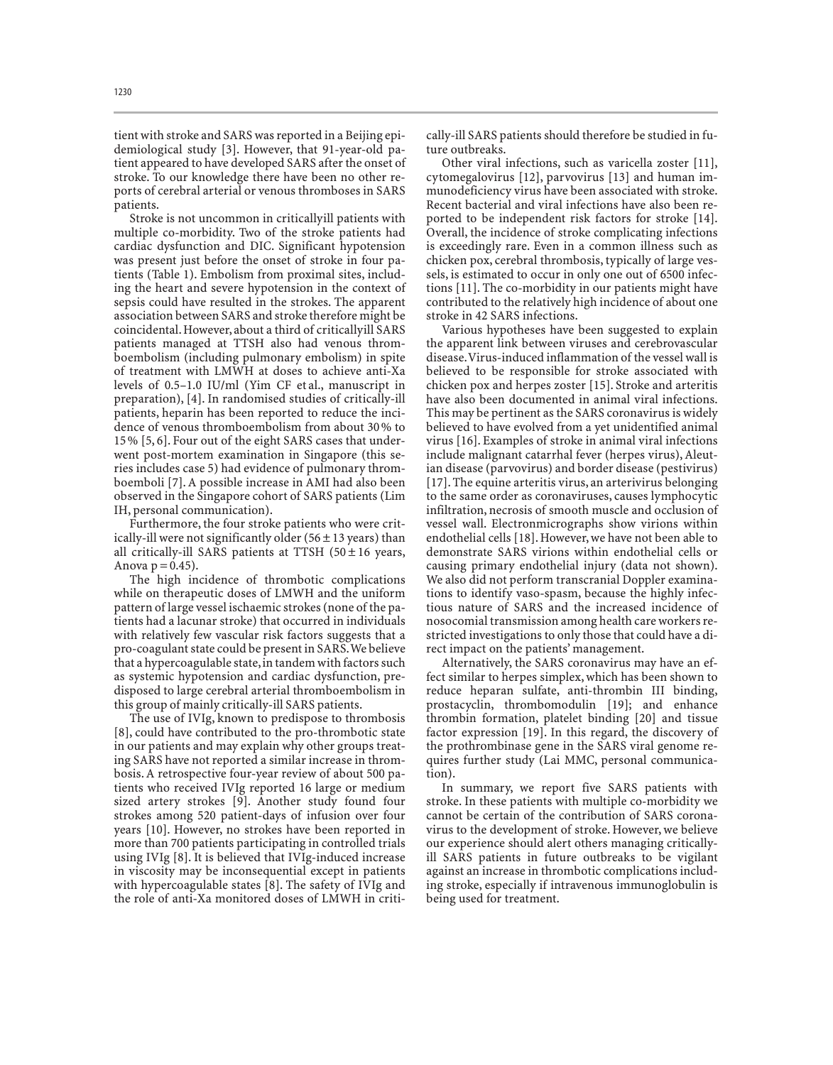tient with stroke and SARS was reported in a Beijing epidemiological study [3]. However, that 91-year-old patient appeared to have developed SARS after the onset of stroke. To our knowledge there have been no other reports of cerebral arterial or venous thromboses in SARS patients.

Stroke is not uncommon in criticallyill patients with multiple co-morbidity. Two of the stroke patients had cardiac dysfunction and DIC. Significant hypotension was present just before the onset of stroke in four patients (Table 1). Embolism from proximal sites, including the heart and severe hypotension in the context of sepsis could have resulted in the strokes. The apparent association between SARS and stroke therefore might be coincidental. However, about a third of criticallyill SARS patients managed at TTSH also had venous thromboembolism (including pulmonary embolism) in spite of treatment with LMWH at doses to achieve anti-Xa levels of 0.5–1.0 IU/ml (Yim CF et al., manuscript in preparation), [4]. In randomised studies of critically-ill patients, heparin has been reported to reduce the incidence of venous thromboembolism from about 30% to 15% [5, 6]. Four out of the eight SARS cases that underwent post-mortem examination in Singapore (this series includes case 5) had evidence of pulmonary thromboemboli [7]. A possible increase in AMI had also been observed in the Singapore cohort of SARS patients (Lim IH, personal communication).

Furthermore, the four stroke patients who were critically-ill were not significantly older ($56 \pm 13$ years) than all critically-ill SARS patients at TTSH ($50 \pm 16$ years, Anova $p = 0.45$).

The high incidence of thrombotic complications while on therapeutic doses of LMWH and the uniform pattern of large vessel ischaemic strokes (none of the patients had a lacunar stroke) that occurred in individuals with relatively few vascular risk factors suggests that a pro-coagulant state could be present in SARS. We believe that a hypercoagulable state, in tandem with factors such as systemic hypotension and cardiac dysfunction, predisposed to large cerebral arterial thromboembolism in this group of mainly critically-ill SARS patients.

The use of IVIg, known to predispose to thrombosis [8], could have contributed to the pro-thrombotic state in our patients and may explain why other groups treating SARS have not reported a similar increase in thrombosis. A retrospective four-year review of about 500 patients who received IVIg reported 16 large or medium sized artery strokes [9]. Another study found four strokes among 520 patient-days of infusion over four years [10]. However, no strokes have been reported in more than 700 patients participating in controlled trials using IVIg [8]. It is believed that IVIg-induced increase in viscosity may be inconsequential except in patients with hypercoagulable states [8]. The safety of IVIg and the role of anti-Xa monitored doses of LMWH in critically-ill SARS patients should therefore be studied in future outbreaks.

Other viral infections, such as varicella zoster [11], cytomegalovirus [12], parvovirus [13] and human immunodeficiency virus have been associated with stroke. Recent bacterial and viral infections have also been reported to be independent risk factors for stroke [14]. Overall, the incidence of stroke complicating infections is exceedingly rare. Even in a common illness such as chicken pox, cerebral thrombosis, typically of large vessels, is estimated to occur in only one out of 6500 infections [11]. The co-morbidity in our patients might have contributed to the relatively high incidence of about one stroke in 42 SARS infections.

Various hypotheses have been suggested to explain the apparent link between viruses and cerebrovascular disease. Virus-induced inflammation of the vessel wall is believed to be responsible for stroke associated with chicken pox and herpes zoster [15]. Stroke and arteritis have also been documented in animal viral infections. This may be pertinent as the SARS coronavirus is widely believed to have evolved from a yet unidentified animal virus [16]. Examples of stroke in animal viral infections include malignant catarrhal fever (herpes virus), Aleutian disease (parvovirus) and border disease (pestivirus) [17]. The equine arteritis virus, an arterivirus belonging to the same order as coronaviruses, causes lymphocytic infiltration, necrosis of smooth muscle and occlusion of vessel wall. Electronmicrographs show virions within endothelial cells [18]. However, we have not been able to demonstrate SARS virions within endothelial cells or causing primary endothelial injury (data not shown). We also did not perform transcranial Doppler examinations to identify vaso-spasm, because the highly infectious nature of SARS and the increased incidence of nosocomial transmission among health care workers restricted investigations to only those that could have a direct impact on the patients' management.

Alternatively, the SARS coronavirus may have an effect similar to herpes simplex, which has been shown to reduce heparan sulfate, anti-thrombin III binding, prostacyclin, thrombomodulin [19]; and enhance thrombin formation, platelet binding [20] and tissue factor expression [19]. In this regard, the discovery of the prothrombinase gene in the SARS viral genome requires further study (Lai MMC, personal communication).

In summary, we report five SARS patients with stroke. In these patients with multiple co-morbidity we cannot be certain of the contribution of SARS coronavirus to the development of stroke. However, we believe our experience should alert others managing critically-ill SARS patients in future outbreaks to be vigilant against an increase in thrombotic complications including stroke, especially if intravenous immunoglobulin is being used for treatment.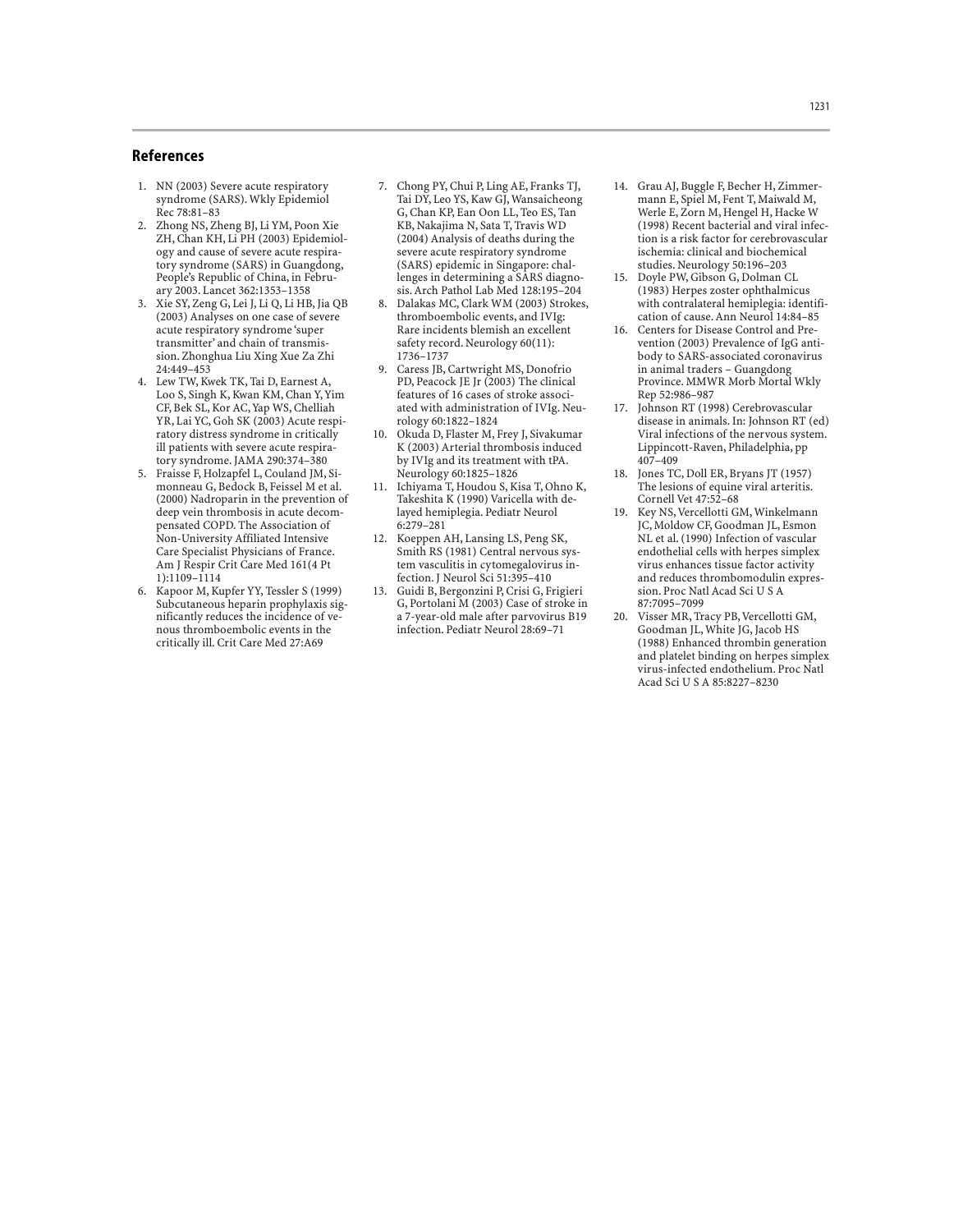## References

1. NN (2003) Severe acute respiratory syndrome (SARS). Wkly Epidemiol Rec 78:81–83
2. Zhong NS, Zheng BJ, Li YM, Poon Xie ZH, Chan KH, Li PH (2003) Epidemiology and cause of severe acute respiratory syndrome (SARS) in Guangdong, People's Republic of China, in February 2003. Lancet 362:1353–1358
3. Xie SY, Zeng G, Lei J, Li Q, Li HB, Jia QB (2003) Analyses on one case of severe acute respiratory syndrome 'super transmitter' and chain of transmission. Zhonghua Liu Xing Xue Za Zhi 24:449–453
4. Lew TW, Kwek TK, Tai D, Earnest A, Loo S, Singh K, Kwan KM, Chan Y, Yim CF, Bek SL, Kor AC, Yap WS, Chelliah YR, Lai YC, Goh SK (2003) Acute respiratory distress syndrome in critically ill patients with severe acute respiratory syndrome. JAMA 290:374–380
5. Fraisse F, Holzapfel L, Couland JM, Simonneau G, Bedock B, Feissel M et al. (2000) Nadroparin in the prevention of deep vein thrombosis in acute decompensated COPD. The Association of Non-University Affiliated Intensive Care Specialist Physicians of France. Am J Respir Crit Care Med 161(4 Pt 1):1109–1114
6. Kapoor M, Kupfer YY, Tessler S (1999) Subcutaneous heparin prophylaxis significantly reduces the incidence of venous thromboembolic events in the critically ill. Crit Care Med 27:A69
7. Chong PY, Chui P, Ling AE, Franks TJ, Tai DY, Leo YS, Kaw GJ, Wansaicheong G, Chan KP, Ean Oon LL, Teo ES, Tan KB, Nakajima N, Sata T, Travis WD (2004) Analysis of deaths during the severe acute respiratory syndrome (SARS) epidemic in Singapore: challenges in determining a SARS diagnosis. Arch Pathol Lab Med 128:195–204
8. Dalakas MC, Clark WM (2003) Strokes, thromboembolic events, and IVIg: Rare incidents blemish an excellent safety record. Neurology 60(11): 1736–1737
9. Caress JB, Cartwright MS, Donofrio PD, Peacock JE Jr (2003) The clinical features of 16 cases of stroke associated with administration of IVIg. Neurology 60:1822–1824
10. Okuda D, Flaster M, Frey J, Sivakumar K (2003) Arterial thrombosis induced by IVIg and its treatment with tPA. Neurology 60:1825–1826
11. Ichiyama T, Houdou S, Kisa T, Ohno K, Takeshita K (1990) Varicella with delayed hemiplegia. Pediatr Neurol 6:279–281
12. Koeppen AH, Lansing LS, Peng SK, Smith RS (1981) Central nervous system vasculitis in cytomegalovirus infection. J Neurol Sci 51:395–410
13. Guidi B, Bergonzini P, Crisi G, Frigieri G, Portolani M (2003) Case of stroke in a 7-year-old male after parvovirus B19 infection. Pediatr Neurol 28:69–71
14. Grau AJ, Buggle F, Becher H, Zimmermann E, Spiel M, Fent T, Maiwald M, Werle E, Zorn M, Hengel H, Hacke W (1998) Recent bacterial and viral infection is a risk factor for cerebrovascular ischemia: clinical and biochemical studies. Neurology 50:196–203
15. Doyle PW, Gibson G, Dolman CL (1983) Herpes zoster ophthalmicus with contralateral hemiplegia: identification of cause. Ann Neurol 14:84–85
16. Centers for Disease Control and Prevention (2003) Prevalence of IgG antibody to SARS-associated coronavirus in animal traders – Guangdong Province. MMWR Morb Mortal Wkly Rep 52:986–987
17. Johnson RT (1998) Cerebrovascular disease in animals. In: Johnson RT (ed) Viral infections of the nervous system. Lippincott-Raven, Philadelphia, pp 407–409
18. Jones TC, Doll ER, Bryans JT (1957) The lesions of equine viral arteritis. Cornell Vet 47:52–68
19. Key NS, Vercellotti GM, Winkelmann JC, Moldow CF, Goodman JL, Esmon NL et al. (1990) Infection of vascular endothelial cells with herpes simplex virus enhances tissue factor activity and reduces thrombomodulin expression. Proc Natl Acad Sci U S A 87:7095–7099
20. Visser MR, Tracy PB, Vercellotti GM, Goodman JL, White JG, Jacob HS (1988) Enhanced thrombin generation and platelet binding on herpes simplex virus-infected endothelium. Proc Natl Acad Sci U S A 85:8227–8230